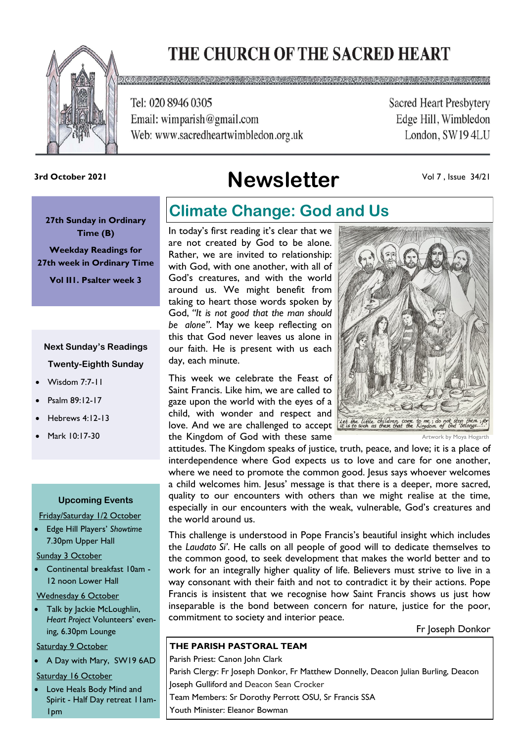# THE CHURCH OF THE SACRED HEART

Tel: 020 8946 0305
Email: wimparish@gmail.com
Web: www.sacredheartwimbledon.org.uk

Sacred Heart Presbytery
Edge Hill, Wimbledon
London, SW19 4LU

**3rd October 2021**

# Newsletter

Vol 7 , Issue 34/21

**27th Sunday in Ordinary Time (B)**

**Weekday Readings for 27th week in Ordinary Time**

**Vol III. Psalter week 3**

### Next Sunday's Readings

**Twenty-Eighth Sunday**

- Wisdom 7:7-11
- Psalm 89:12-17
- Hebrews 4:12-13
- Mark 10:17-30

### Upcoming Events

Friday/Saturday 1/2 October

- Edge Hill Players' *Showtime* 7.30pm Upper Hall

Sunday 3 October

- Continental breakfast 10am - 12 noon Lower Hall

Wednesday 6 October

- Talk by Jackie McLoughlin, *Heart Project* Volunteers' evening, 6.30pm Lounge

Saturday 9 October

- A Day with Mary, SW19 6AD

Saturday 16 October

- Love Heals Body Mind and Spirit - Half Day retreat 11am-1pm

## Climate Change: God and Us

In today's first reading it's clear that we are not created by God to be alone. Rather, we are invited to relationship: with God, with one another, with all of God's creatures, and with the world around us. We might benefit from taking to heart those words spoken by God, *"It is not good that the man should be alone"*. May we keep reflecting on this that God never leaves us alone in our faith. He is present with us each day, each minute.

'Let the little children come to me; do not stop them; for it is to such as these that the Kingdom of God belongs.....'

Artwork by Moya Hogarth

This week we celebrate the Feast of Saint Francis. Like him, we are called to gaze upon the world with the eyes of a child, with wonder and respect and love. And we are challenged to accept the Kingdom of God with these same attitudes. The Kingdom speaks of justice, truth, peace, and love; it is a place of interdependence where God expects us to love and care for one another, where we need to promote the common good. Jesus says whoever welcomes a child welcomes him. Jesus' message is that there is a deeper, more sacred, quality to our encounters with others than we might realise at the time, especially in our encounters with the weak, vulnerable, God's creatures and the world around us.

This challenge is understood in Pope Francis's beautiful insight which includes the *Laudato Si'*. He calls on all people of good will to dedicate themselves to the common good, to seek development that makes the world better and to work for an integrally higher quality of life. Believers must strive to live in a way consonant with their faith and not to contradict it by their actions. Pope Francis is insistent that we recognise how Saint Francis shows us just how inseparable is the bond between concern for nature, justice for the poor, commitment to society and interior peace.

Fr Joseph Donkor

**THE PARISH PASTORAL TEAM**

Parish Priest: Canon John Clark
Parish Clergy: Fr Joseph Donkor, Fr Matthew Donnelly, Deacon Julian Burling, Deacon Joseph Gulliford and Deacon Sean Crocker
Team Members: Sr Dorothy Perrott OSU, Sr Francis SSA
Youth Minister: Eleanor Bowman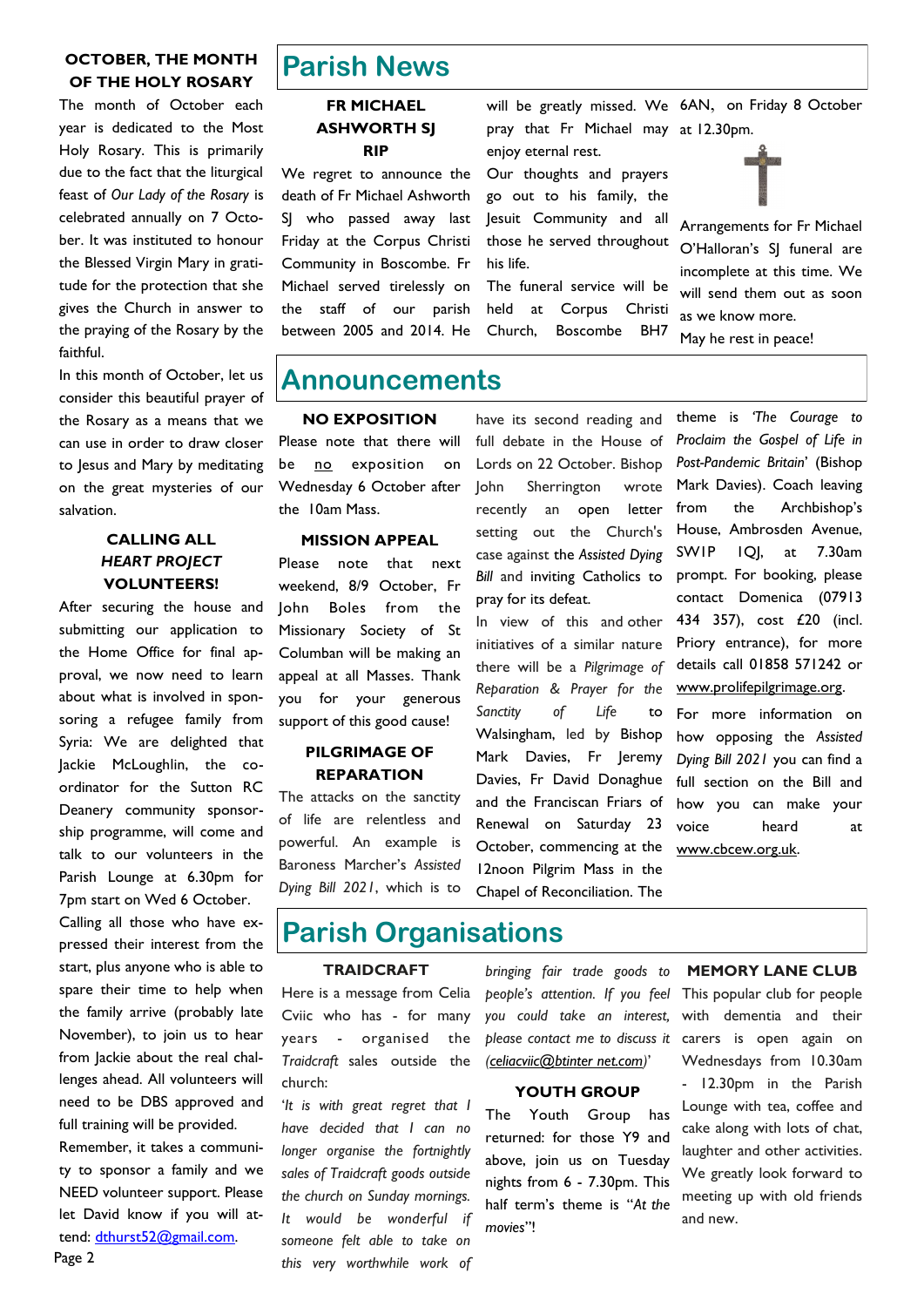### OCTOBER, THE MONTH OF THE HOLY ROSARY

The month of October each year is dedicated to the Most Holy Rosary. This is primarily due to the fact that the liturgical feast of *Our Lady of the Rosary* is celebrated annually on 7 October. It was instituted to honour the Blessed Virgin Mary in gratitude for the protection that she gives the Church in answer to the praying of the Rosary by the faithful.

In this month of October, let us consider this beautiful prayer of the Rosary as a means that we can use in order to draw closer to Jesus and Mary by meditating on the great mysteries of our salvation.

### CALLING ALL *HEART PROJECT* VOLUNTEERS!

After securing the house and submitting our application to the Home Office for final approval, we now need to learn about what is involved in sponsoring a refugee family from Syria: We are delighted that Jackie McLoughlin, the co-ordinator for the Sutton RC Deanery community sponsorship programme, will come and talk to our volunteers in the Parish Lounge at 6.30pm for 7pm start on Wed 6 October.

Calling all those who have expressed their interest from the start, plus anyone who is able to spare their time to help when the family arrive (probably late November), to join us to hear from Jackie about the real challenges ahead. All volunteers will need to be DBS approved and full training will be provided.

Remember, it takes a community to sponsor a family and we NEED volunteer support. Please let David know if you will attend: dthurst52@gmail.com.

# Parish News

### FR MICHAEL ASHWORTH SJ RIP

We regret to announce the death of Fr Michael Ashworth SJ who passed away last Friday at the Corpus Christi Community in Boscombe. Fr Michael served tirelessly on the staff of our parish between 2005 and 2014. He will be greatly missed. We pray that Fr Michael may enjoy eternal rest.

Our thoughts and prayers go out to his family, the Jesuit Community and all those he served throughout his life.

The funeral service will be held at Corpus Christi Church, Boscombe BH7 6AN, on Friday 8 October at 12.30pm.

Arrangements for Fr Michael O'Halloran's SJ funeral are incomplete at this time. We will send them out as soon as we know more.

May he rest in peace!

# Announcements

### NO EXPOSITION

Please note that there will be no exposition on Wednesday 6 October after the 10am Mass.

### MISSION APPEAL

Please note that next weekend, 8/9 October, Fr John Boles from the Missionary Society of St Columban will be making an appeal at all Masses. Thank you for your generous support of this good cause!

### PILGRIMAGE OF REPARATION

The attacks on the sanctity of life are relentless and powerful. An example is Baroness Marcher's *Assisted Dying Bill 2021*, which is to have its second reading and full debate in the House of Lords on 22 October. Bishop John Sherrington wrote recently an open letter setting out the Church's case against the *Assisted Dying Bill* and inviting Catholics to pray for its defeat.

In view of this and other initiatives of a similar nature there will be a *Pilgrimage of Reparation & Prayer for the Sanctity of Life* to Walsingham, led by Bishop Mark Davies, Fr Jeremy Davies, Fr David Donaghue and the Franciscan Friars of Renewal on Saturday 23 October, commencing at the 12noon Pilgrim Mass in the Chapel of Reconciliation. The theme is *'The Courage to Proclaim the Gospel of Life in Post-Pandemic Britain*' (Bishop Mark Davies). Coach leaving from the Archbishop's House, Ambrosden Avenue, SW1P 1QJ, at 7.30am prompt. For booking, please contact Domenica (07913 434 357), cost £20 (incl. Priory entrance), for more details call 01858 571242 or www.prolifepilgrimage.org.

For more information on how opposing the *Assisted Dying Bill 2021* you can find a full section on the Bill and how you can make your voice heard at www.cbcew.org.uk.

# Parish Organisations

### TRAIDCRAFT

Here is a message from Celia Cviic who has - for many years - organised the *Traidcraft* sales outside the church:

'*It is with great regret that I have decided that I can no longer organise the fortnightly sales of Traidcraft goods outside the church on Sunday mornings. It would be wonderful if someone felt able to take on this very worthwhile work of bringing fair trade goods to people's attention. If you feel you could take an interest, please contact me to discuss it (celiacviic@btinter net.com)*'

### YOUTH GROUP

The Youth Group has returned: for those Y9 and above, join us on Tuesday nights from 6 - 7.30pm. This half term's theme is "*At the movies*"!

### MEMORY LANE CLUB

This popular club for people with dementia and their carers is open again on Wednesdays from 10.30am - 12.30pm in the Parish Lounge with tea, coffee and cake along with lots of chat, laughter and other activities. We greatly look forward to meeting up with old friends and new.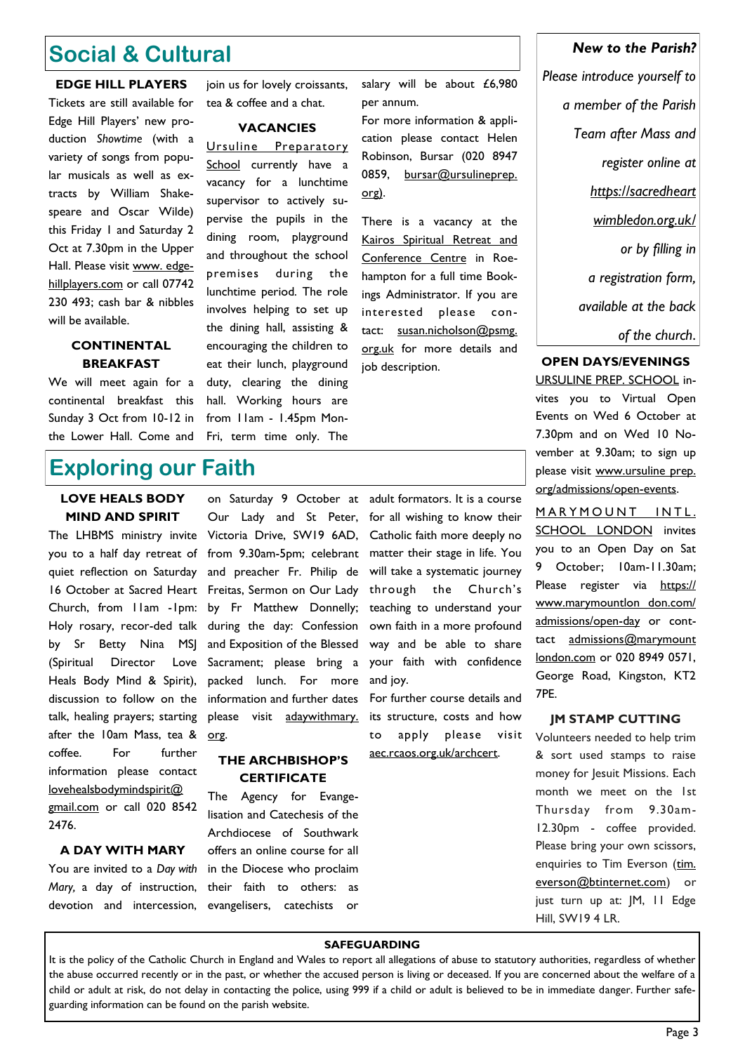## Social & Cultural

### EDGE HILL PLAYERS

Tickets are still available for Edge Hill Players' new production *Showtime* (with a variety of songs from popular musicals as well as extracts by William Shakespeare and Oscar Wilde) this Friday 1 and Saturday 2 Oct at 7.30pm in the Upper Hall. Please visit www.edgehillplayers.com or call 07742 230 493; cash bar & nibbles will be available.

### CONTINENTAL BREAKFAST

We will meet again for a continental breakfast this Sunday 3 Oct from 10-12 in the Lower Hall. Come and join us for lovely croissants, tea & coffee and a chat.

### VACANCIES

Ursuline Preparatory School currently have a vacancy for a lunchtime supervisor to actively supervise the pupils in the dining room, playground and throughout the school premises during the lunchtime period. The role involves helping to set up the dining hall, assisting & encouraging the children to eat their lunch, playground duty, clearing the dining hall. Working hours are from 11am - 1.45pm Mon-Fri, term time only. The salary will be about £6,980 per annum.

For more information & application please contact Helen Robinson, Bursar (020 8947 0859, bursar@ursulineprep.org).

There is a vacancy at the Kairos Spiritual Retreat and Conference Centre in Roehampton for a full time Bookings Administrator. If you are interested please contact: susan.nicholson@psmg.org.uk for more details and job description.

***New to the Parish?***

*Please introduce yourself to a member of the Parish Team after Mass and register online at https://sacredheartwimbledon.org.uk/ or by filling in a registration form, available at the back of the church.*

### OPEN DAYS/EVENINGS

URSULINE PREP. SCHOOL invites you to Virtual Open Events on Wed 6 October at 7.30pm and on Wed 10 November at 9.30am; to sign up please visit www.ursulineprep.org/admissions/open-events.

MARYMOUNT INTL. SCHOOL LONDON invites you to an Open Day on Sat 9 October; 10am-11.30am; Please register via https://www.marymountlondon.com/admissions/open-day or contact admissions@marymountlondon.com or 020 8949 0571, George Road, Kingston, KT2 7PE.

### JM STAMP CUTTING

Volunteers needed to help trim & sort used stamps to raise money for Jesuit Missions. Each month we meet on the 1st Thursday from 9.30am-12.30pm - coffee provided. Please bring your own scissors, enquiries to Tim Everson (tim.everson@btinternet.com) or just turn up at: JM, 11 Edge Hill, SW19 4 LR.

## Exploring our Faith

### LOVE HEALS BODY MIND AND SPIRIT

The LHBMS ministry invite you to a half day retreat of quiet reflection on Saturday 16 October at Sacred Heart Church, from 11am -1pm: Holy rosary, recor-ded talk by Sr Betty Nina MSJ (Spiritual Director Love Heals Body Mind & Spirit), discussion to follow on the talk, healing prayers; starting after the 10am Mass, tea & coffee. For further information please contact lovehealsbodymindspirit@gmail.com or call 020 8542 2476.

### A DAY WITH MARY

You are invited to a *Day with Mary,* a day of instruction, devotion and intercession, on Saturday 9 October at Our Lady and St Peter, Victoria Drive, SW19 6AD, from 9.30am-5pm; celebrant and preacher Fr. Philip de Freitas, Sermon on Our Lady by Fr Matthew Donnelly; during the day: Confession and Exposition of the Blessed Sacrament; please bring a packed lunch. For more information and further dates please visit adaywithmary.org.

### THE ARCHBISHOP'S CERTIFICATE

The Agency for Evangelisation and Catechesis of the Archdiocese of Southwark offers an online course for all in the Diocese who proclaim their faith to others: as evangelisers, catechists or adult formators. It is a course for all wishing to know their Catholic faith more deeply no matter their stage in life. You will take a systematic journey through the Church's teaching to understand your own faith in a more profound way and be able to share your faith with confidence and joy.

For further course details and its structure, costs and how to apply please visit aec.rcaos.org.uk/archcert.

**SAFEGUARDING**

It is the policy of the Catholic Church in England and Wales to report all allegations of abuse to statutory authorities, regardless of whether the abuse occurred recently or in the past, or whether the accused person is living or deceased. If you are concerned about the welfare of a child or adult at risk, do not delay in contacting the police, using 999 if a child or adult is believed to be in immediate danger. Further safeguarding information can be found on the parish website.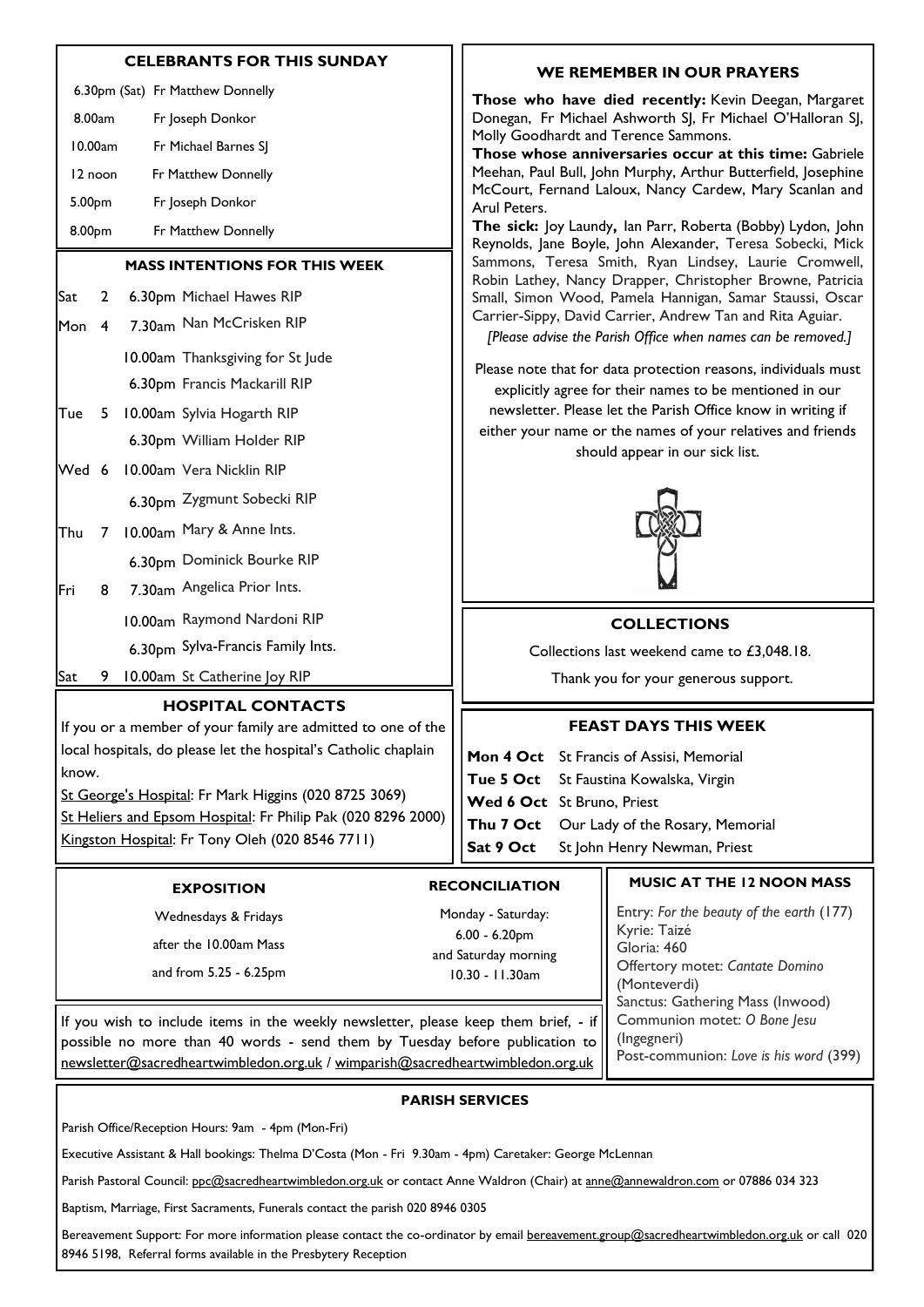## CELEBRANTS FOR THIS SUNDAY

| | |
|---|---|
| 6.30pm (Sat) | Fr Matthew Donnelly |
| 8.00am | Fr Joseph Donkor |
| 10.00am | Fr Michael Barnes SJ |
| 12 noon | Fr Matthew Donnelly |
| 5.00pm | Fr Joseph Donkor |
| 8.00pm | Fr Matthew Donnelly |

## MASS INTENTIONS FOR THIS WEEK

| | | | |
|---|---|---|---|
| Sat | 2 | 6.30pm | Michael Hawes RIP |
| Mon | 4 | 7.30am | Nan McCrisken RIP |
| | | 10.00am | Thanksgiving for St Jude |
| | | 6.30pm | Francis Mackarill RIP |
| Tue | 5 | 10.00am | Sylvia Hogarth RIP |
| | | 6.30pm | William Holder RIP |
| Wed | 6 | 10.00am | Vera Nicklin RIP |
| | | 6.30pm | Zygmunt Sobecki RIP |
| Thu | 7 | 10.00am | Mary & Anne Ints. |
| | | 6.30pm | Dominick Bourke RIP |
| Fri | 8 | 7.30am | Angelica Prior Ints. |
| | | 10.00am | Raymond Nardoni RIP |
| | | 6.30pm | Sylva-Francis Family Ints. |
| Sat | 9 | 10.00am | St Catherine Joy RIP |

## HOSPITAL CONTACTS

If you or a member of your family are admitted to one of the local hospitals, do please let the hospital's Catholic chaplain know.

St George's Hospital: Fr Mark Higgins (020 8725 3069)
St Heliers and Epsom Hospital: Fr Philip Pak (020 8296 2000)
Kingston Hospital: Fr Tony Oleh (020 8546 7711)

## WE REMEMBER IN OUR PRAYERS

**Those who have died recently:** Kevin Deegan, Margaret Donegan, Fr Michael Ashworth SJ, Fr Michael O'Halloran SJ, Molly Goodhardt and Terence Sammons.

**Those whose anniversaries occur at this time:** Gabriele Meehan, Paul Bull, John Murphy, Arthur Butterfield, Josephine McCourt, Fernand Laloux, Nancy Cardew, Mary Scanlan and Arul Peters.

**The sick:** Joy Laundy, Ian Parr, Roberta (Bobby) Lydon, John Reynolds, Jane Boyle, John Alexander, Teresa Sobecki, Mick Sammons, Teresa Smith, Ryan Lindsey, Laurie Cromwell, Robin Lathey, Nancy Drapper, Christopher Browne, Patricia Small, Simon Wood, Pamela Hannigan, Samar Staussi, Oscar Carrier-Sippy, David Carrier, Andrew Tan and Rita Aguiar.

*[Please advise the Parish Office when names can be removed.]*

Please note that for data protection reasons, individuals must explicitly agree for their names to be mentioned in our newsletter. Please let the Parish Office know in writing if either your name or the names of your relatives and friends should appear in our sick list.

## COLLECTIONS

Collections last weekend came to £3,048.18.

Thank you for your generous support.

## FEAST DAYS THIS WEEK

| | |
|---|---|
| **Mon 4 Oct** | St Francis of Assisi, Memorial |
| **Tue 5 Oct** | St Faustina Kowalska, Virgin |
| **Wed 6 Oct** | St Bruno, Priest |
| **Thu 7 Oct** | Our Lady of the Rosary, Memorial |
| **Sat 9 Oct** | St John Henry Newman, Priest |

## EXPOSITION

Wednesdays & Fridays
after the 10.00am Mass
and from 5.25 - 6.25pm

## RECONCILIATION

Monday - Saturday:
6.00 - 6.20pm
and Saturday morning
10.30 - 11.30am

If you wish to include items in the weekly newsletter, please keep them brief, - if possible no more than 40 words - send them by Tuesday before publication to newsletter@sacredheartwimbledon.org.uk / wimparish@sacredheartwimbledon.org.uk

## MUSIC AT THE 12 NOON MASS

Entry: *For the beauty of the earth* (177)
Kyrie: Taizé
Gloria: 460
Offertory motet: *Cantate Domino* (Monteverdi)
Sanctus: Gathering Mass (Inwood)
Communion motet: *O Bone Jesu* (Ingegneri)
Post-communion: *Love is his word* (399)

## PARISH SERVICES

Parish Office/Reception Hours: 9am - 4pm (Mon-Fri)

Executive Assistant & Hall bookings: Thelma D'Costa (Mon - Fri 9.30am - 4pm) Caretaker: George McLennan

Parish Pastoral Council: ppc@sacredheartwimbledon.org.uk or contact Anne Waldron (Chair) at anne@annewaldron.com or 07886 034 323

Baptism, Marriage, First Sacraments, Funerals contact the parish 020 8946 0305

Bereavement Support: For more information please contact the co-ordinator by email bereavement.group@sacredheartwimbledon.org.uk or call 020 8946 5198, Referral forms available in the Presbytery Reception